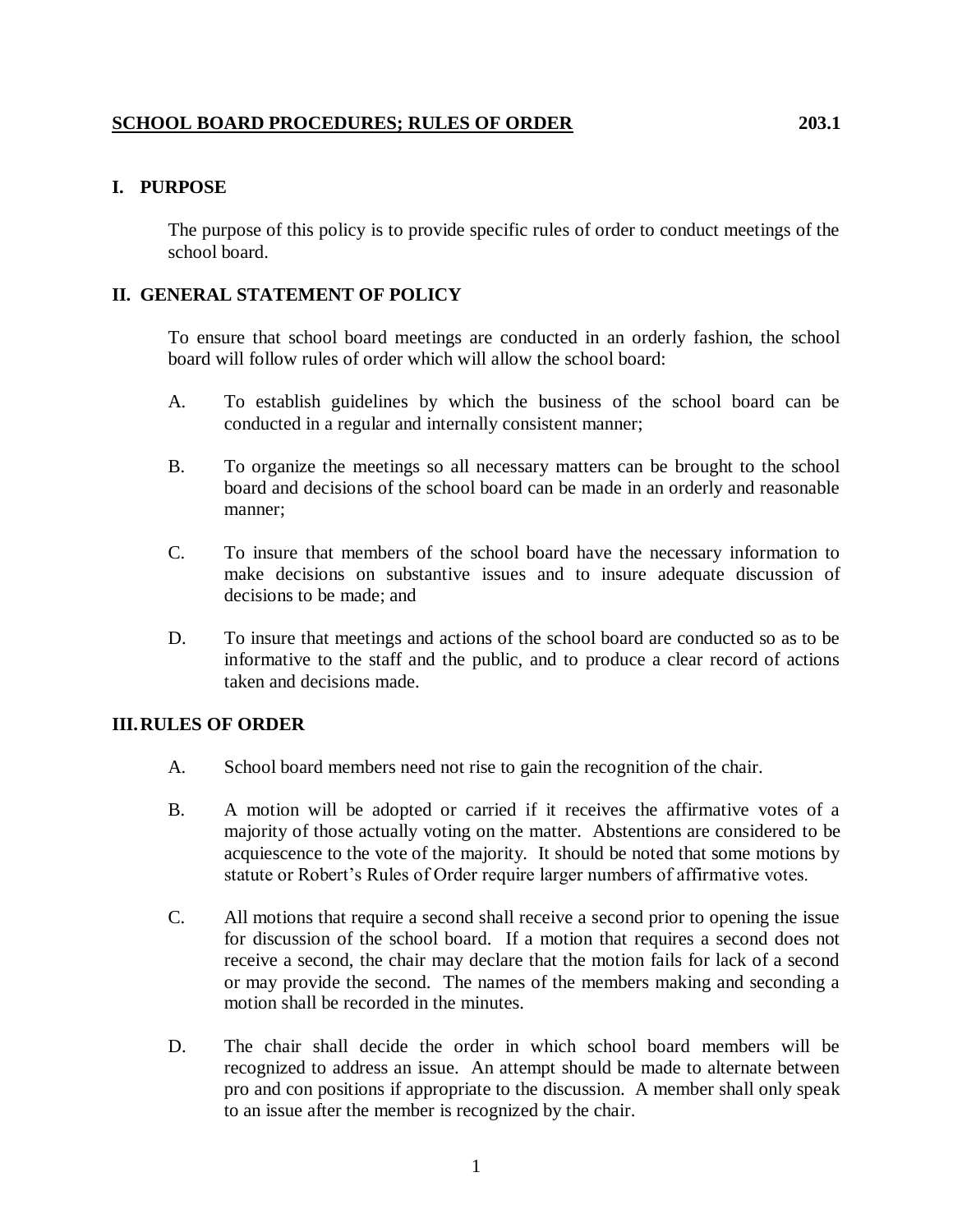# SCHOOL BOARD PROCEDURES; RULES OF ORDER 203.1

## I. PURPOSE

The purpose of this policy is to provide specific rules of order to conduct meetings of the school board.

## II. GENERAL STATEMENT OF POLICY

To ensure that school board meetings are conducted in an orderly fashion, the school board will follow rules of order which will allow the school board:

A. To establish guidelines by which the business of the school board can be conducted in a regular and internally consistent manner;

B. To organize the meetings so all necessary matters can be brought to the school board and decisions of the school board can be made in an orderly and reasonable manner;

C. To insure that members of the school board have the necessary information to make decisions on substantive issues and to insure adequate discussion of decisions to be made; and

D. To insure that meetings and actions of the school board are conducted so as to be informative to the staff and the public, and to produce a clear record of actions taken and decisions made.

## III. RULES OF ORDER

A. School board members need not rise to gain the recognition of the chair.

B. A motion will be adopted or carried if it receives the affirmative votes of a majority of those actually voting on the matter. Abstentions are considered to be acquiescence to the vote of the majority. It should be noted that some motions by statute or Robert's Rules of Order require larger numbers of affirmative votes.

C. All motions that require a second shall receive a second prior to opening the issue for discussion of the school board. If a motion that requires a second does not receive a second, the chair may declare that the motion fails for lack of a second or may provide the second. The names of the members making and seconding a motion shall be recorded in the minutes.

D. The chair shall decide the order in which school board members will be recognized to address an issue. An attempt should be made to alternate between pro and con positions if appropriate to the discussion. A member shall only speak to an issue after the member is recognized by the chair.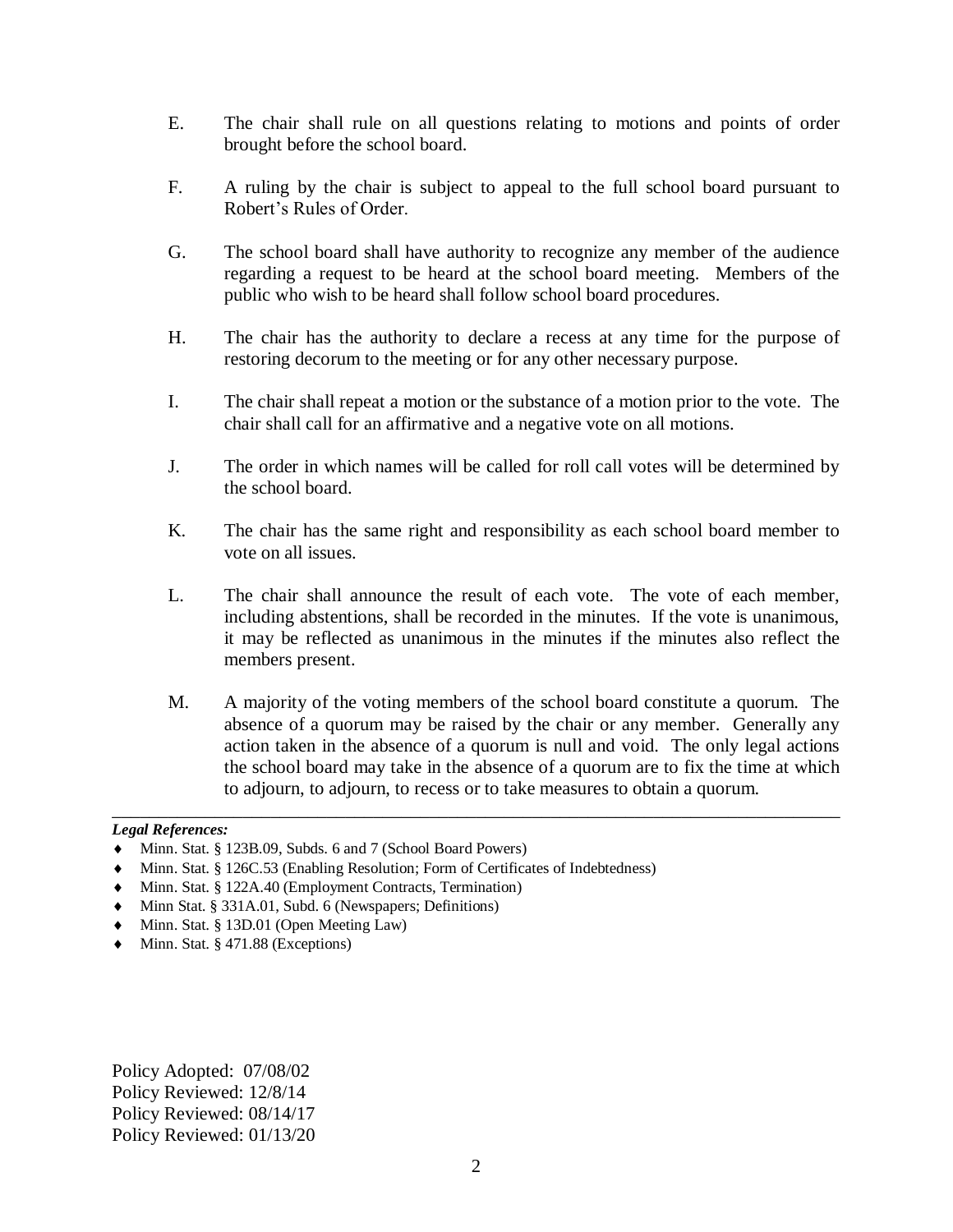E. The chair shall rule on all questions relating to motions and points of order brought before the school board.

F. A ruling by the chair is subject to appeal to the full school board pursuant to Robert's Rules of Order.

G. The school board shall have authority to recognize any member of the audience regarding a request to be heard at the school board meeting. Members of the public who wish to be heard shall follow school board procedures.

H. The chair has the authority to declare a recess at any time for the purpose of restoring decorum to the meeting or for any other necessary purpose.

I. The chair shall repeat a motion or the substance of a motion prior to the vote. The chair shall call for an affirmative and a negative vote on all motions.

J. The order in which names will be called for roll call votes will be determined by the school board.

K. The chair has the same right and responsibility as each school board member to vote on all issues.

L. The chair shall announce the result of each vote. The vote of each member, including abstentions, shall be recorded in the minutes. If the vote is unanimous, it may be reflected as unanimous in the minutes if the minutes also reflect the members present.

M. A majority of the voting members of the school board constitute a quorum. The absence of a quorum may be raised by the chair or any member. Generally any action taken in the absence of a quorum is null and void. The only legal actions the school board may take in the absence of a quorum are to fix the time at which to adjourn, to adjourn, to recess or to take measures to obtain a quorum.

---

***Legal References:***

- Minn. Stat. § 123B.09, Subds. 6 and 7 (School Board Powers)
- Minn. Stat. § 126C.53 (Enabling Resolution; Form of Certificates of Indebtedness)
- Minn. Stat. § 122A.40 (Employment Contracts, Termination)
- Minn Stat. § 331A.01, Subd. 6 (Newspapers; Definitions)
- Minn. Stat. § 13D.01 (Open Meeting Law)
- Minn. Stat. § 471.88 (Exceptions)

Policy Adopted: 07/08/02
Policy Reviewed: 12/8/14
Policy Reviewed: 08/14/17
Policy Reviewed: 01/13/20